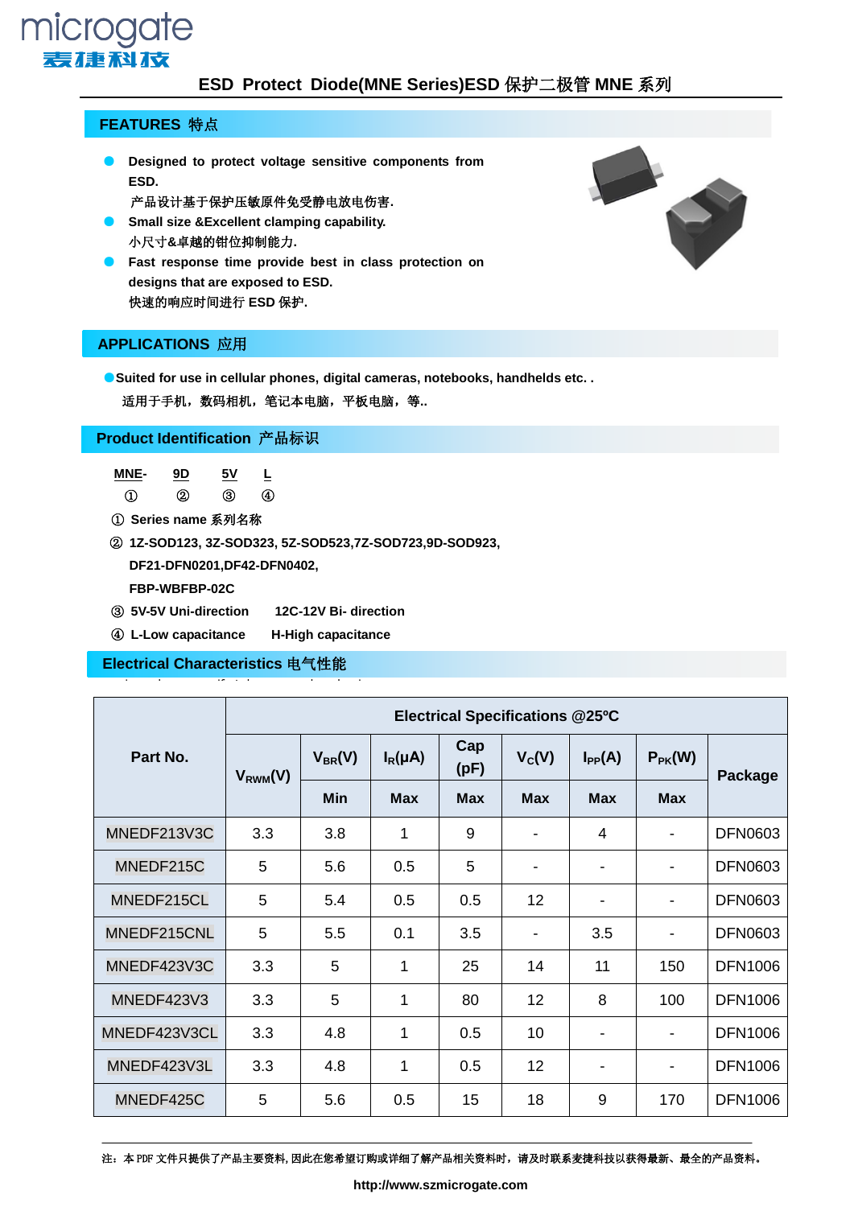microgate
麦捷科技

# ESD Protect Diode(MNE Series)ESD 保护二极管 MNE 系列

## FEATURES 特点

- **Designed to protect voltage sensitive components from ESD.**
  **产品设计基于保护压敏原件免受静电放电伤害.**
- **Small size &Excellent clamping capability.**
  **小尺寸&卓越的钳位抑制能力.**
- **Fast response time provide best in class protection on designs that are exposed to ESD.**
  **快速的响应时间进行 ESD 保护.**

## APPLICATIONS 应用

- **Suited for use in cellular phones, digital cameras, notebooks, handhelds etc. .**
  **适用于手机，数码相机，笔记本电脑，平板电脑，等..**

## Product Identification 产品标识

**MNE- 9D 5V L**
**① ② ③ ④**

① **Series name 系列名称**

② **1Z-SOD123, 3Z-SOD323, 5Z-SOD523,7Z-SOD723,9D-SOD923, DF21-DFN0201,DF42-DFN0402, FBP-WBFBP-02C**

③ **5V-5V Uni-direction 12C-12V Bi- direction**

④ **L-Low capacitance H-High capacitance**

## Electrical Characteristics 电气性能

| Part No. | Electrical Specifications @25ºC | | | | | | | |
|---|---|---|---|---|---|---|---|---|
| | $V_{RWM}$(V) | $V_{BR}$(V) | $I_R$(μA) | Cap (pF) | $V_C$(V) | $I_{PP}$(A) | $P_{PK}$(W) | Package |
| | | Min | Max | Max | Max | Max | Max | |
| MNEDF213V3C | 3.3 | 3.8 | 1 | 9 | - | 4 | - | DFN0603 |
| MNEDF215C | 5 | 5.6 | 0.5 | 5 | - | - | - | DFN0603 |
| MNEDF215CL | 5 | 5.4 | 0.5 | 0.5 | 12 | - | - | DFN0603 |
| MNEDF215CNL | 5 | 5.5 | 0.1 | 3.5 | - | 3.5 | - | DFN0603 |
| MNEDF423V3C | 3.3 | 5 | 1 | 25 | 14 | 11 | 150 | DFN1006 |
| MNEDF423V3 | 3.3 | 5 | 1 | 80 | 12 | 8 | 100 | DFN1006 |
| MNEDF423V3CL | 3.3 | 4.8 | 1 | 0.5 | 10 | - | - | DFN1006 |
| MNEDF423V3L | 3.3 | 4.8 | 1 | 0.5 | 12 | - | - | DFN1006 |
| MNEDF425C | 5 | 5.6 | 0.5 | 15 | 18 | 9 | 170 | DFN1006 |

注：本 PDF 文件只提供了产品主要资料, 因此在您希望订购或详细了解产品相关资料时，请及时联系麦捷科技以获得最新、最全的产品资料。

http://www.szmicrogate.com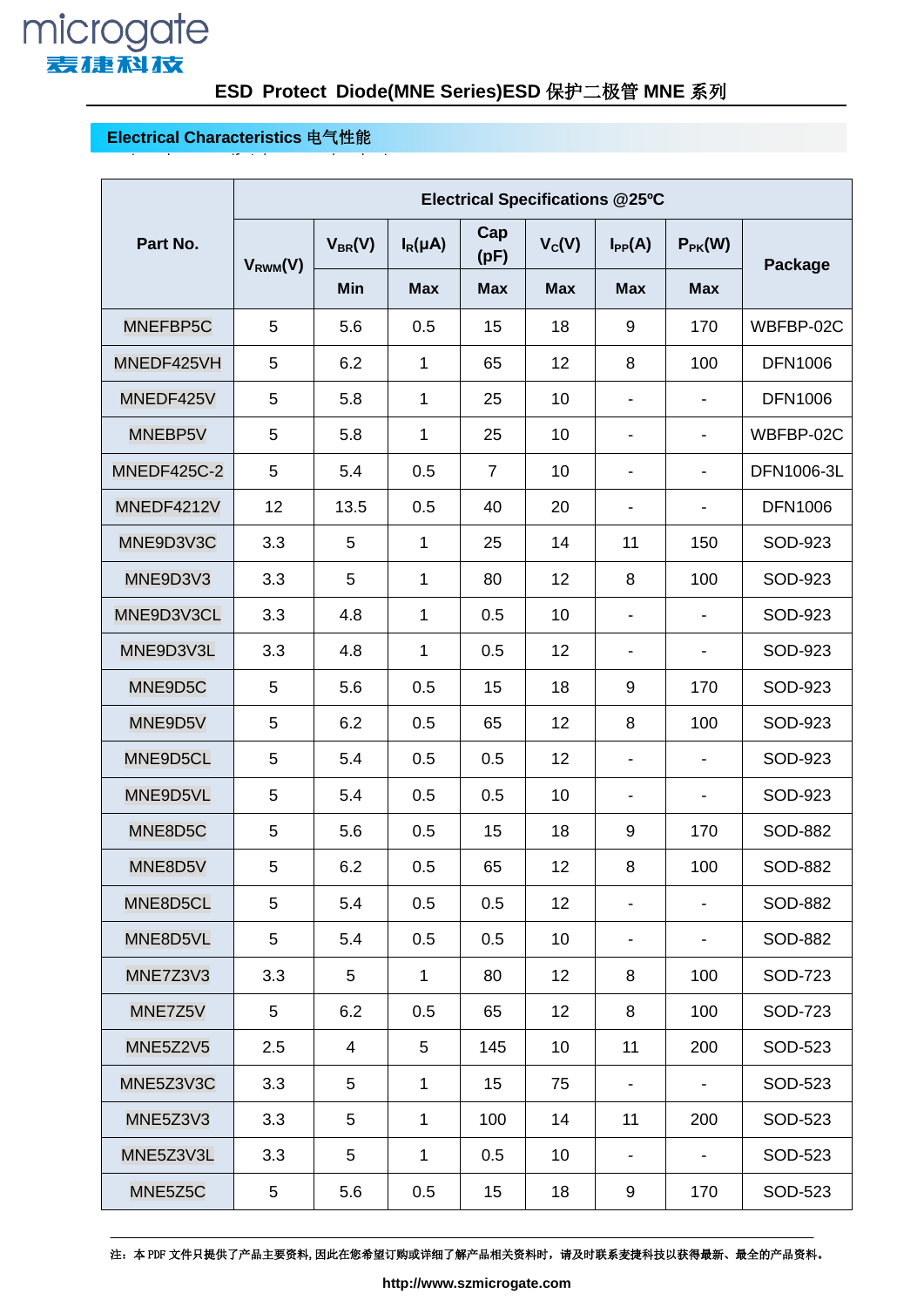## Electrical Characteristics 电气性能

| Part No. | Electrical Specifications @25ºC | | | | | | | |
|---|---|---|---|---|---|---|---|---|
| | $V_{RWM}$(V) | $V_{BR}$(V) | $I_R$(μA) | Cap (pF) | $V_C$(V) | $I_{PP}$(A) | $P_{PK}$(W) | Package |
| | | Min | Max | Max | Max | Max | Max | |
| MNEFBP5C | 5 | 5.6 | 0.5 | 15 | 18 | 9 | 170 | WBFBP-02C |
| MNEDF425VH | 5 | 6.2 | 1 | 65 | 12 | 8 | 100 | DFN1006 |
| MNEDF425V | 5 | 5.8 | 1 | 25 | 10 | - | - | DFN1006 |
| MNEBP5V | 5 | 5.8 | 1 | 25 | 10 | - | - | WBFBP-02C |
| MNEDF425C-2 | 5 | 5.4 | 0.5 | 7 | 10 | - | - | DFN1006-3L |
| MNEDF4212V | 12 | 13.5 | 0.5 | 40 | 20 | - | - | DFN1006 |
| MNE9D3V3C | 3.3 | 5 | 1 | 25 | 14 | 11 | 150 | SOD-923 |
| MNE9D3V3 | 3.3 | 5 | 1 | 80 | 12 | 8 | 100 | SOD-923 |
| MNE9D3V3CL | 3.3 | 4.8 | 1 | 0.5 | 10 | - | - | SOD-923 |
| MNE9D3V3L | 3.3 | 4.8 | 1 | 0.5 | 12 | - | - | SOD-923 |
| MNE9D5C | 5 | 5.6 | 0.5 | 15 | 18 | 9 | 170 | SOD-923 |
| MNE9D5V | 5 | 6.2 | 0.5 | 65 | 12 | 8 | 100 | SOD-923 |
| MNE9D5CL | 5 | 5.4 | 0.5 | 0.5 | 12 | - | - | SOD-923 |
| MNE9D5VL | 5 | 5.4 | 0.5 | 0.5 | 10 | - | - | SOD-923 |
| MNE8D5C | 5 | 5.6 | 0.5 | 15 | 18 | 9 | 170 | SOD-882 |
| MNE8D5V | 5 | 6.2 | 0.5 | 65 | 12 | 8 | 100 | SOD-882 |
| MNE8D5CL | 5 | 5.4 | 0.5 | 0.5 | 12 | - | - | SOD-882 |
| MNE8D5VL | 5 | 5.4 | 0.5 | 0.5 | 10 | - | - | SOD-882 |
| MNE7Z3V3 | 3.3 | 5 | 1 | 80 | 12 | 8 | 100 | SOD-723 |
| MNE7Z5V | 5 | 6.2 | 0.5 | 65 | 12 | 8 | 100 | SOD-723 |
| MNE5Z2V5 | 2.5 | 4 | 5 | 145 | 10 | 11 | 200 | SOD-523 |
| MNE5Z3V3C | 3.3 | 5 | 1 | 15 | 75 | - | - | SOD-523 |
| MNE5Z3V3 | 3.3 | 5 | 1 | 100 | 14 | 11 | 200 | SOD-523 |
| MNE5Z3V3L | 3.3 | 5 | 1 | 0.5 | 10 | - | - | SOD-523 |
| MNE5Z5C | 5 | 5.6 | 0.5 | 15 | 18 | 9 | 170 | SOD-523 |

注：本 PDF 文件只提供了产品主要资料, 因此在您希望订购或详细了解产品相关资料时，请及时联系麦捷科技以获得最新、最全的产品资料。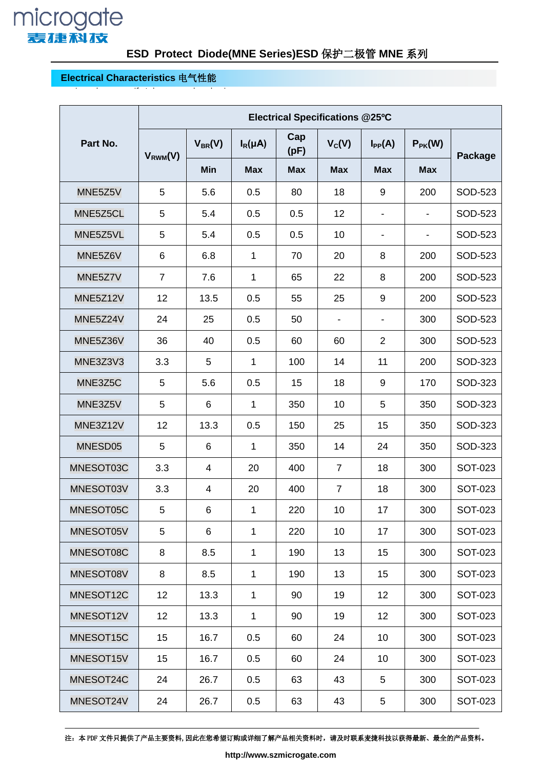## Electrical Characteristics 电气性能

| Part No. | Electrical Specifications @25ºC | | | | | | | |
|---|---|---|---|---|---|---|---|---|
| | $V_{RWM}$(V) | $V_{BR}$(V) | $I_R$(μA) | Cap (pF) | $V_C$(V) | $I_{PP}$(A) | $P_{PK}$(W) | Package |
| | | Min | Max | Max | Max | Max | Max | |
| MNE5Z5V | 5 | 5.6 | 0.5 | 80 | 18 | 9 | 200 | SOD-523 |
| MNE5Z5CL | 5 | 5.4 | 0.5 | 0.5 | 12 | - | - | SOD-523 |
| MNE5Z5VL | 5 | 5.4 | 0.5 | 0.5 | 10 | - | - | SOD-523 |
| MNE5Z6V | 6 | 6.8 | 1 | 70 | 20 | 8 | 200 | SOD-523 |
| MNE5Z7V | 7 | 7.6 | 1 | 65 | 22 | 8 | 200 | SOD-523 |
| MNE5Z12V | 12 | 13.5 | 0.5 | 55 | 25 | 9 | 200 | SOD-523 |
| MNE5Z24V | 24 | 25 | 0.5 | 50 | - | - | 300 | SOD-523 |
| MNE5Z36V | 36 | 40 | 0.5 | 60 | 60 | 2 | 300 | SOD-523 |
| MNE3Z3V3 | 3.3 | 5 | 1 | 100 | 14 | 11 | 200 | SOD-323 |
| MNE3Z5C | 5 | 5.6 | 0.5 | 15 | 18 | 9 | 170 | SOD-323 |
| MNE3Z5V | 5 | 6 | 1 | 350 | 10 | 5 | 350 | SOD-323 |
| MNE3Z12V | 12 | 13.3 | 0.5 | 150 | 25 | 15 | 350 | SOD-323 |
| MNESD05 | 5 | 6 | 1 | 350 | 14 | 24 | 350 | SOD-323 |
| MNESOT03C | 3.3 | 4 | 20 | 400 | 7 | 18 | 300 | SOT-023 |
| MNESOT03V | 3.3 | 4 | 20 | 400 | 7 | 18 | 300 | SOT-023 |
| MNESOT05C | 5 | 6 | 1 | 220 | 10 | 17 | 300 | SOT-023 |
| MNESOT05V | 5 | 6 | 1 | 220 | 10 | 17 | 300 | SOT-023 |
| MNESOT08C | 8 | 8.5 | 1 | 190 | 13 | 15 | 300 | SOT-023 |
| MNESOT08V | 8 | 8.5 | 1 | 190 | 13 | 15 | 300 | SOT-023 |
| MNESOT12C | 12 | 13.3 | 1 | 90 | 19 | 12 | 300 | SOT-023 |
| MNESOT12V | 12 | 13.3 | 1 | 90 | 19 | 12 | 300 | SOT-023 |
| MNESOT15C | 15 | 16.7 | 0.5 | 60 | 24 | 10 | 300 | SOT-023 |
| MNESOT15V | 15 | 16.7 | 0.5 | 60 | 24 | 10 | 300 | SOT-023 |
| MNESOT24C | 24 | 26.7 | 0.5 | 63 | 43 | 5 | 300 | SOT-023 |
| MNESOT24V | 24 | 26.7 | 0.5 | 63 | 43 | 5 | 300 | SOT-023 |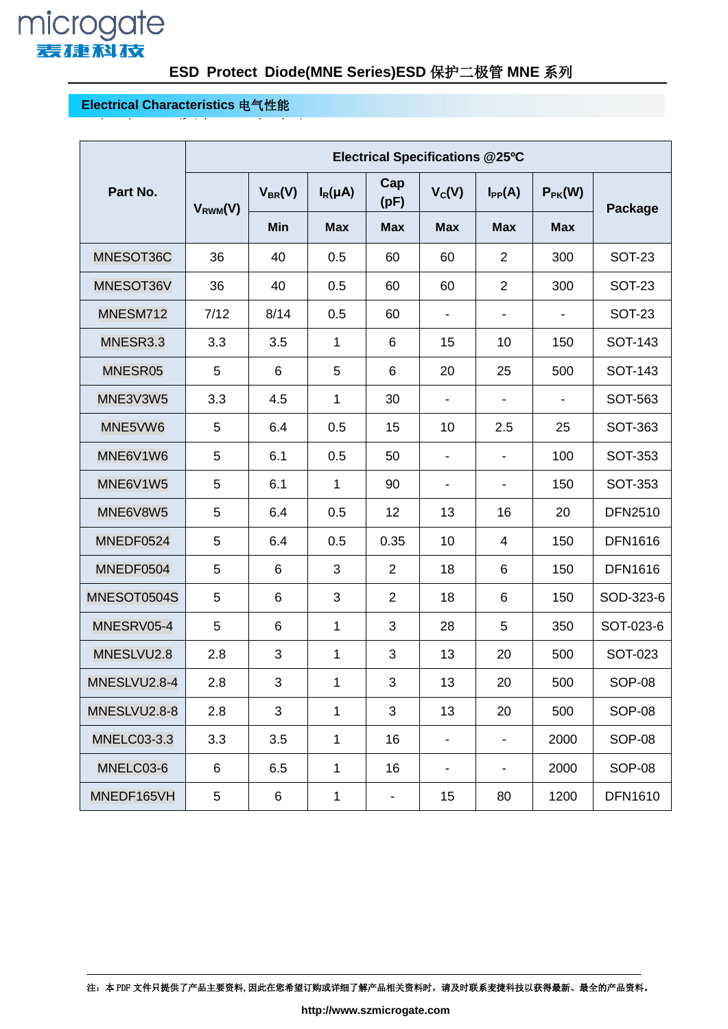## ESD Protect Diode(MNE Series)ESD 保护二极管 MNE 系列

### Electrical Characteristics 电气性能

| Part No. | Electrical Specifications @25ºC | | | | | | | |
|---|---|---|---|---|---|---|---|---|
| | $V_{RWM}$(V) | $V_{BR}$(V) | $I_R$(μA) | Cap (pF) | $V_C$(V) | $I_{PP}$(A) | $P_{PK}$(W) | Package |
| | | Min | Max | Max | Max | Max | Max | |
| MNESOT36C | 36 | 40 | 0.5 | 60 | 60 | 2 | 300 | SOT-23 |
| MNESOT36V | 36 | 40 | 0.5 | 60 | 60 | 2 | 300 | SOT-23 |
| MNESM712 | 7/12 | 8/14 | 0.5 | 60 | - | - | - | SOT-23 |
| MNESR3.3 | 3.3 | 3.5 | 1 | 6 | 15 | 10 | 150 | SOT-143 |
| MNESR05 | 5 | 6 | 5 | 6 | 20 | 25 | 500 | SOT-143 |
| MNE3V3W5 | 3.3 | 4.5 | 1 | 30 | - | - | - | SOT-563 |
| MNE5VW6 | 5 | 6.4 | 0.5 | 15 | 10 | 2.5 | 25 | SOT-363 |
| MNE6V1W6 | 5 | 6.1 | 0.5 | 50 | - | - | 100 | SOT-353 |
| MNE6V1W5 | 5 | 6.1 | 1 | 90 | - | - | 150 | SOT-353 |
| MNE6V8W5 | 5 | 6.4 | 0.5 | 12 | 13 | 16 | 20 | DFN2510 |
| MNEDF0524 | 5 | 6.4 | 0.5 | 0.35 | 10 | 4 | 150 | DFN1616 |
| MNEDF0504 | 5 | 6 | 3 | 2 | 18 | 6 | 150 | DFN1616 |
| MNESOT0504S | 5 | 6 | 3 | 2 | 18 | 6 | 150 | SOD-323-6 |
| MNESRV05-4 | 5 | 6 | 1 | 3 | 28 | 5 | 350 | SOT-023-6 |
| MNESLVU2.8 | 2.8 | 3 | 1 | 3 | 13 | 20 | 500 | SOT-023 |
| MNESLVU2.8-4 | 2.8 | 3 | 1 | 3 | 13 | 20 | 500 | SOP-08 |
| MNESLVU2.8-8 | 2.8 | 3 | 1 | 3 | 13 | 20 | 500 | SOP-08 |
| MNELC03-3.3 | 3.3 | 3.5 | 1 | 16 | - | - | 2000 | SOP-08 |
| MNELC03-6 | 6 | 6.5 | 1 | 16 | - | - | 2000 | SOP-08 |
| MNEDF165VH | 5 | 6 | 1 | - | 15 | 80 | 1200 | DFN1610 |

注：本 PDF 文件只提供了产品主要资料, 因此在您希望订购或详细了解产品相关资料时，请及时联系麦捷科技以获得最新、最全的产品资料。

http://www.szmicrogate.com